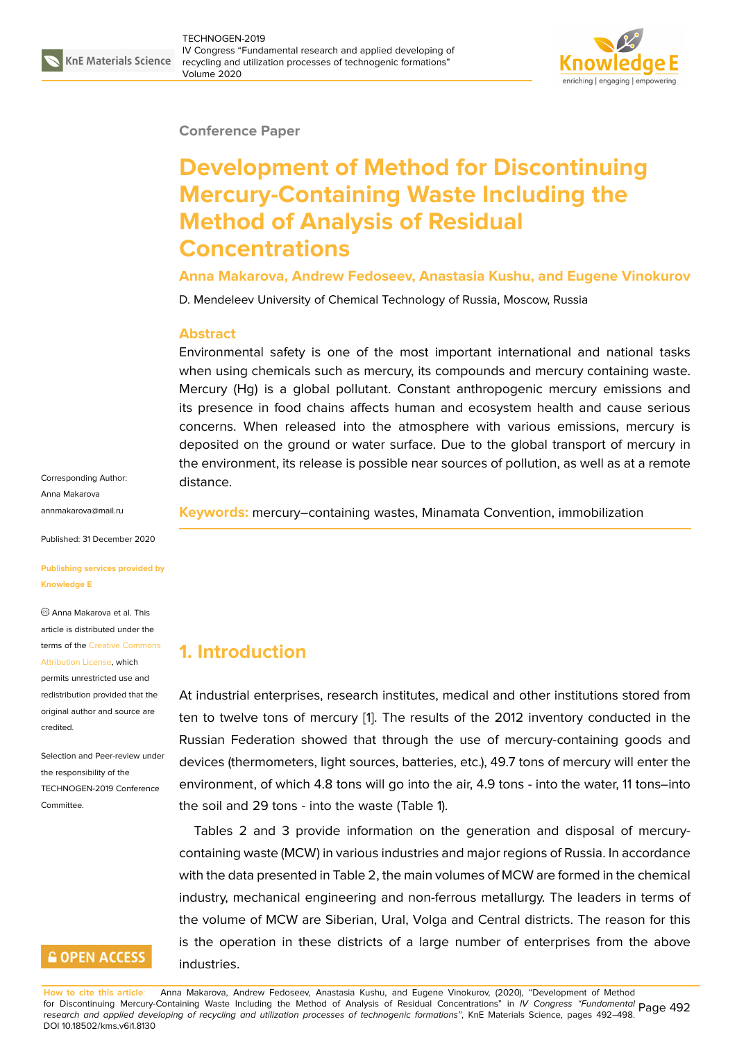Conference Paper

# Development of Method for Discontinuing Mercury-Containing Waste Including the Method of Analysis of Residual Concentrations

**Anna Makarova, Andrew Fedoseev, Anastasia Kushu, and Eugene Vinokurov**

D. Mendeleev University of Chemical Technology of Russia, Moscow, Russia

Corresponding Author: Anna Makarova annmakarova@mail.ru

Published: 31 December 2020

Publishing services provided by Knowledge E

Anna Makarova et al. This article is distributed under the terms of the Creative Commons Attribution License, which permits unrestricted use and redistribution provided that the original author and source are credited.

Selection and Peer-review under the responsibility of the TECHNOGEN-2019 Conference Committee.

## Abstract

Environmental safety is one of the most important international and national tasks when using chemicals such as mercury, its compounds and mercury containing waste. Mercury (Hg) is a global pollutant. Constant anthropogenic mercury emissions and its presence in food chains affects human and ecosystem health and cause serious concerns. When released into the atmosphere with various emissions, mercury is deposited on the ground or water surface. Due to the global transport of mercury in the environment, its release is possible near sources of pollution, as well as at a remote distance.

**Keywords:** mercury–containing wastes, Minamata Convention, immobilization

## 1. Introduction

At industrial enterprises, research institutes, medical and other institutions stored from ten to twelve tons of mercury [1]. The results of the 2012 inventory conducted in the Russian Federation showed that through the use of mercury-containing goods and devices (thermometers, light sources, batteries, etc.), 49.7 tons of mercury will enter the environment, of which 4.8 tons will go into the air, 4.9 tons - into the water, 11 tons–into the soil and 29 tons - into the waste (Table 1).

Tables 2 and 3 provide information on the generation and disposal of mercury-containing waste (MCW) in various industries and major regions of Russia. In accordance with the data presented in Table 2, the main volumes of MCW are formed in the chemical industry, mechanical engineering and non-ferrous metallurgy. The leaders in terms of the volume of MCW are Siberian, Ural, Volga and Central districts. The reason for this is the operation in these districts of a large number of enterprises from the above industries.

**How to cite this article**: Anna Makarova, Andrew Fedoseev, Anastasia Kushu, and Eugene Vinokurov, (2020), "Development of Method for Discontinuing Mercury-Containing Waste Including the Method of Analysis of Residual Concentrations" in *IV Congress "Fundamental research and applied developing of recycling and utilization processes of technogenic formations"*, KnE Materials Science, pages 492–498. DOI 10.18502/kms.v6i1.8130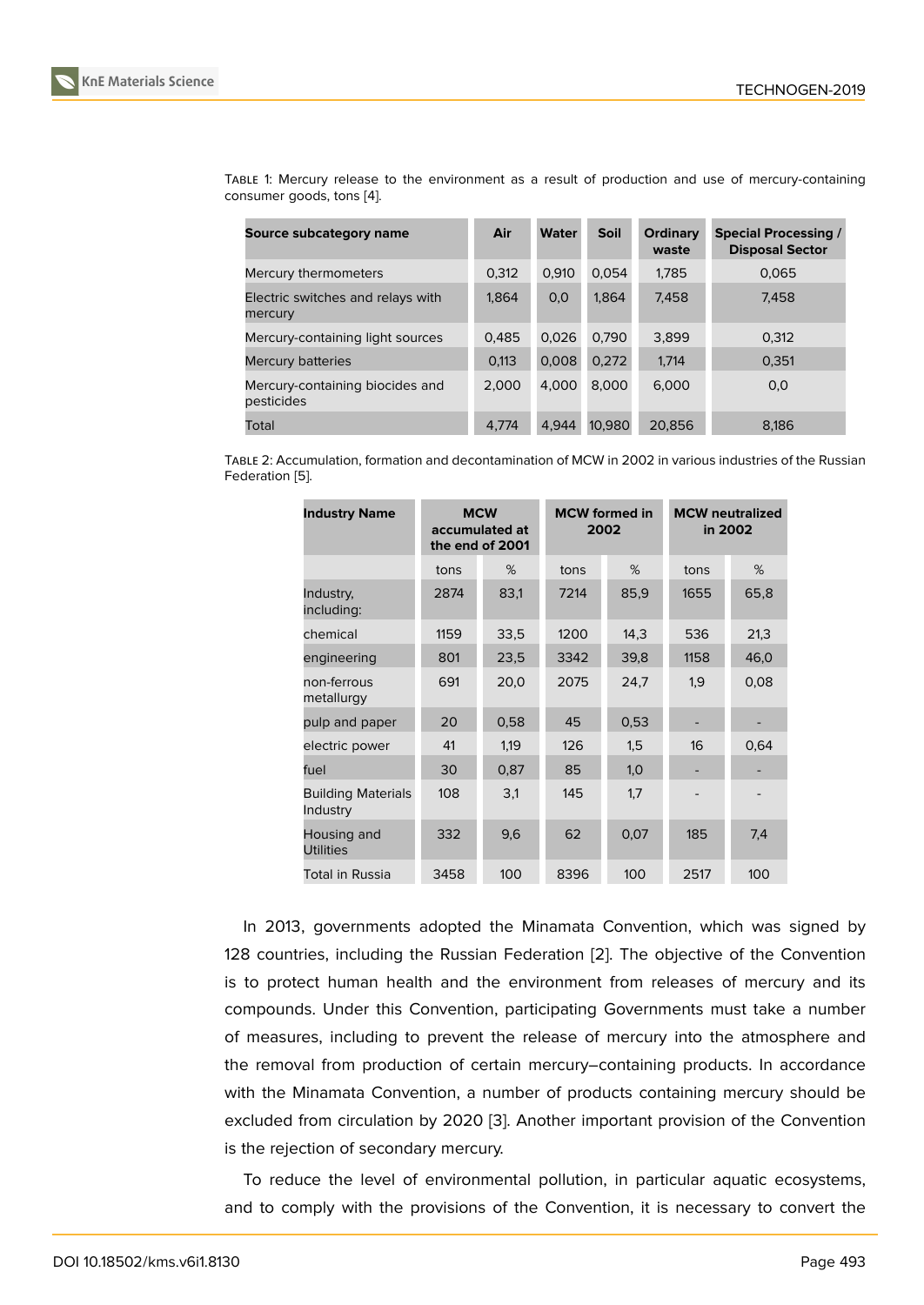Table 1: Mercury release to the environment as a result of production and use of mercury-containing consumer goods, tons [4].

| Source subcategory name | Air | Water | Soil | Ordinary waste | Special Processing / Disposal Sector |
|---|---|---|---|---|---|
| Mercury thermometers | 0,312 | 0,910 | 0,054 | 1,785 | 0,065 |
| Electric switches and relays with mercury | 1,864 | 0,0 | 1,864 | 7,458 | 7,458 |
| Mercury-containing light sources | 0,485 | 0,026 | 0,790 | 3,899 | 0,312 |
| Mercury batteries | 0,113 | 0,008 | 0,272 | 1,714 | 0,351 |
| Mercury-containing biocides and pesticides | 2,000 | 4,000 | 8,000 | 6,000 | 0,0 |
| Total | 4,774 | 4,944 | 10,980 | 20,856 | 8,186 |

Table 2: Accumulation, formation and decontamination of MCW in 2002 in various industries of the Russian Federation [5].

| Industry Name | MCW accumulated at the end of 2001 | | MCW formed in 2002 | | MCW neutralized in 2002 | |
|---|---|---|---|---|---|---|
| | tons | % | tons | % | tons | % |
| Industry, including: | 2874 | 83,1 | 7214 | 85,9 | 1655 | 65,8 |
| chemical | 1159 | 33,5 | 1200 | 14,3 | 536 | 21,3 |
| engineering | 801 | 23,5 | 3342 | 39,8 | 1158 | 46,0 |
| non-ferrous metallurgy | 691 | 20,0 | 2075 | 24,7 | 1,9 | 0,08 |
| pulp and paper | 20 | 0,58 | 45 | 0,53 | - | - |
| electric power | 41 | 1,19 | 126 | 1,5 | 16 | 0,64 |
| fuel | 30 | 0,87 | 85 | 1,0 | - | - |
| Building Materials Industry | 108 | 3,1 | 145 | 1,7 | - | - |
| Housing and Utilities | 332 | 9,6 | 62 | 0,07 | 185 | 7,4 |
| Total in Russia | 3458 | 100 | 8396 | 100 | 2517 | 100 |

In 2013, governments adopted the Minamata Convention, which was signed by 128 countries, including the Russian Federation [2]. The objective of the Convention is to protect human health and the environment from releases of mercury and its compounds. Under this Convention, participating Governments must take a number of measures, including to prevent the release of mercury into the atmosphere and the removal from production of certain mercury–containing products. In accordance with the Minamata Convention, a number of products containing mercury should be excluded from circulation by 2020 [3]. Another important provision of the Convention is the rejection of secondary mercury.

To reduce the level of environmental pollution, in particular aquatic ecosystems, and to comply with the provisions of the Convention, it is necessary to convert the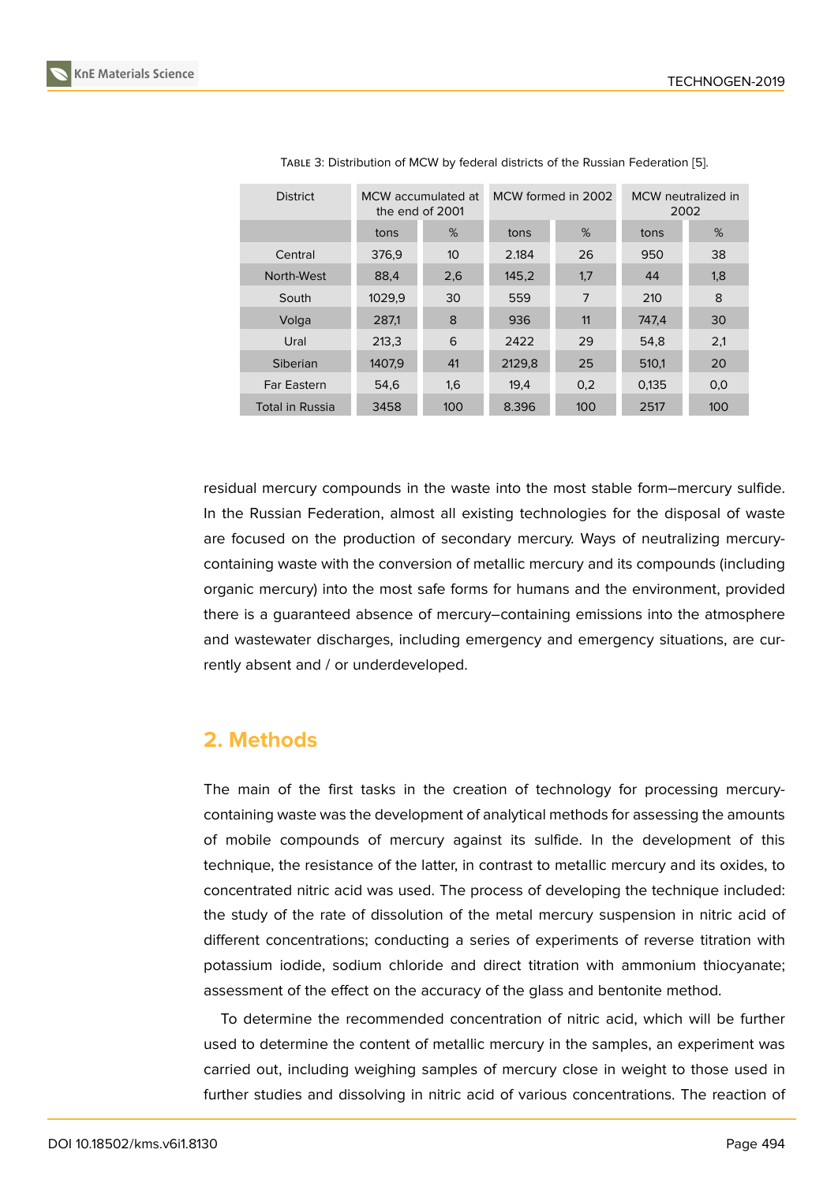Table 3: Distribution of MCW by federal districts of the Russian Federation [5].

| District | MCW accumulated at the end of 2001 | | MCW formed in 2002 | | MCW neutralized in 2002 | |
|---|---|---|---|---|---|---|
| | tons | % | tons | % | tons | % |
| Central | 376,9 | 10 | 2.184 | 26 | 950 | 38 |
| North-West | 88,4 | 2,6 | 145,2 | 1,7 | 44 | 1,8 |
| South | 1029,9 | 30 | 559 | 7 | 210 | 8 |
| Volga | 287,1 | 8 | 936 | 11 | 747,4 | 30 |
| Ural | 213,3 | 6 | 2422 | 29 | 54,8 | 2,1 |
| Siberian | 1407,9 | 41 | 2129,8 | 25 | 510,1 | 20 |
| Far Eastern | 54,6 | 1,6 | 19,4 | 0,2 | 0,135 | 0,0 |
| Total in Russia | 3458 | 100 | 8.396 | 100 | 2517 | 100 |

residual mercury compounds in the waste into the most stable form–mercury sulfide. In the Russian Federation, almost all existing technologies for the disposal of waste are focused on the production of secondary mercury. Ways of neutralizing mercury-containing waste with the conversion of metallic mercury and its compounds (including organic mercury) into the most safe forms for humans and the environment, provided there is a guaranteed absence of mercury–containing emissions into the atmosphere and wastewater discharges, including emergency and emergency situations, are currently absent and / or underdeveloped.

## 2. Methods

The main of the first tasks in the creation of technology for processing mercury-containing waste was the development of analytical methods for assessing the amounts of mobile compounds of mercury against its sulfide. In the development of this technique, the resistance of the latter, in contrast to metallic mercury and its oxides, to concentrated nitric acid was used. The process of developing the technique included: the study of the rate of dissolution of the metal mercury suspension in nitric acid of different concentrations; conducting a series of experiments of reverse titration with potassium iodide, sodium chloride and direct titration with ammonium thiocyanate; assessment of the effect on the accuracy of the glass and bentonite method.

To determine the recommended concentration of nitric acid, which will be further used to determine the content of metallic mercury in the samples, an experiment was carried out, including weighing samples of mercury close in weight to those used in further studies and dissolving in nitric acid of various concentrations. The reaction of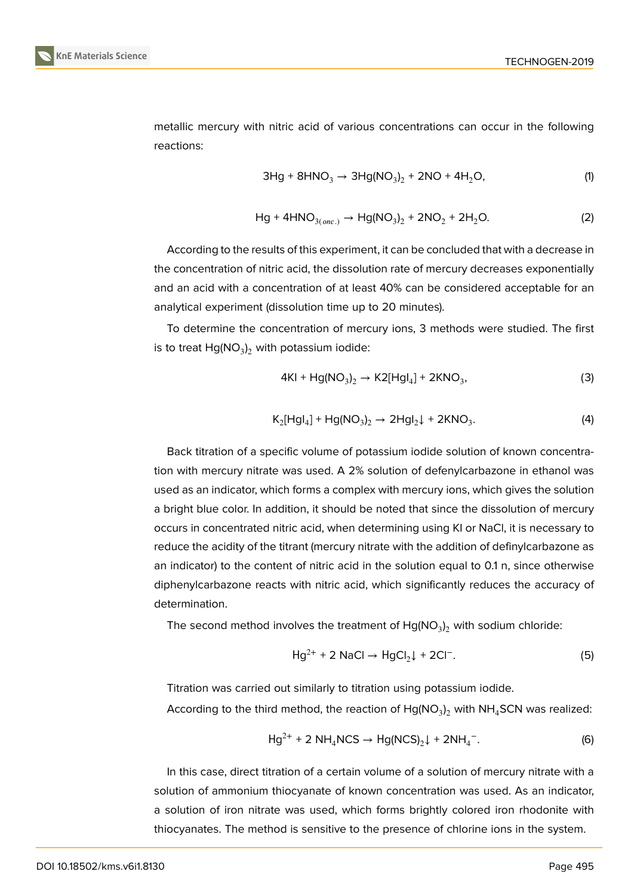metallic mercury with nitric acid of various concentrations can occur in the following reactions:

$$3Hg + 8HNO_3 \rightarrow 3Hg(NO_3)_2 + 2NO + 4H_2O, \tag{1}$$

$$Hg + 4HNO_{3(onc.)} \rightarrow Hg(NO_3)_2 + 2NO_2 + 2H_2O. \tag{2}$$

According to the results of this experiment, it can be concluded that with a decrease in the concentration of nitric acid, the dissolution rate of mercury decreases exponentially and an acid with a concentration of at least 40% can be considered acceptable for an analytical experiment (dissolution time up to 20 minutes).

To determine the concentration of mercury ions, 3 methods were studied. The first is to treat $Hg(NO_3)_2$ with potassium iodide:

$$4KI + Hg(NO_3)_2 \rightarrow K2[HgI_4] + 2KNO_3, \tag{3}$$

$$K_2[HgI_4] + Hg(NO_3)_2 \rightarrow 2HgI_2\downarrow + 2KNO_3. \tag{4}$$

Back titration of a specific volume of potassium iodide solution of known concentration with mercury nitrate was used. A 2% solution of defenylcarbazone in ethanol was used as an indicator, which forms a complex with mercury ions, which gives the solution a bright blue color. In addition, it should be noted that since the dissolution of mercury occurs in concentrated nitric acid, when determining using KI or NaCl, it is necessary to reduce the acidity of the titrant (mercury nitrate with the addition of definylcarbazone as an indicator) to the content of nitric acid in the solution equal to 0.1 n, since otherwise diphenylcarbazone reacts with nitric acid, which significantly reduces the accuracy of determination.

The second method involves the treatment of $Hg(NO_3)_2$ with sodium chloride:

$$Hg^{2+} + 2\ NaCl \rightarrow HgCl_2\downarrow + 2Cl^-. \tag{5}$$

Titration was carried out similarly to titration using potassium iodide.

According to the third method, the reaction of $Hg(NO_3)_2$ with $NH_4SCN$ was realized:

$$Hg^{2+} + 2\ NH_4NCS \rightarrow Hg(NCS)_2\downarrow + 2NH_4^-. \tag{6}$$

In this case, direct titration of a certain volume of a solution of mercury nitrate with a solution of ammonium thiocyanate of known concentration was used. As an indicator, a solution of iron nitrate was used, which forms brightly colored iron rhodonite with thiocyanates. The method is sensitive to the presence of chlorine ions in the system.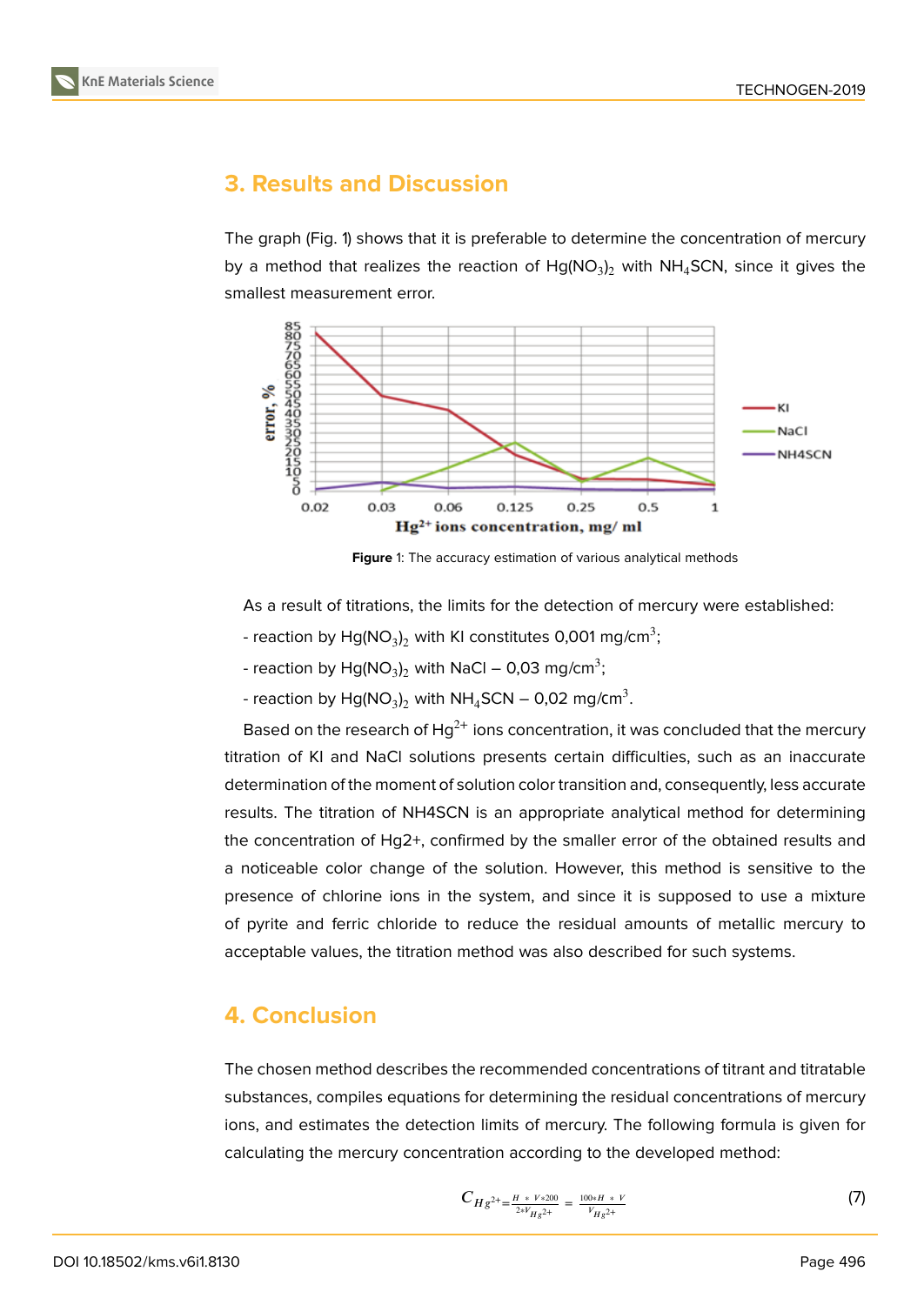## 3. Results and Discussion

The graph (Fig. 1) shows that it is preferable to determine the concentration of mercury by a method that realizes the reaction of $Hg(NO_3)_2$ with $NH_4SCN$, since it gives the smallest measurement error.

**Figure** 1: The accuracy estimation of various analytical methods

As a result of titrations, the limits for the detection of mercury were established:

- reaction by $Hg(NO_3)_2$ with KI constitutes 0,001 mg/cm$^3$;

- reaction by $Hg(NO_3)_2$ with NaCl – 0,03 mg/cm$^3$;

- reaction by $Hg(NO_3)_2$ with $NH_4SCN$ – 0,02 mg/cm$^3$.

Based on the research of $Hg^{2+}$ ions concentration, it was concluded that the mercury titration of KI and NaCl solutions presents certain difficulties, such as an inaccurate determination of the moment of solution color transition and, consequently, less accurate results. The titration of NH4SCN is an appropriate analytical method for determining the concentration of Hg2+, confirmed by the smaller error of the obtained results and a noticeable color change of the solution. However, this method is sensitive to the presence of chlorine ions in the system, and since it is supposed to use a mixture of pyrite and ferric chloride to reduce the residual amounts of metallic mercury to acceptable values, the titration method was also described for such systems.

## 4. Conclusion

The chosen method describes the recommended concentrations of titrant and titratable substances, compiles equations for determining the residual concentrations of mercury ions, and estimates the detection limits of mercury. The following formula is given for calculating the mercury concentration according to the developed method:

$$C_{Hg^{2+}} = \frac{H * V * 200}{2 * V_{Hg^{2+}}} = \frac{100 * H * V}{V_{Hg^{2+}}} \quad (7)$$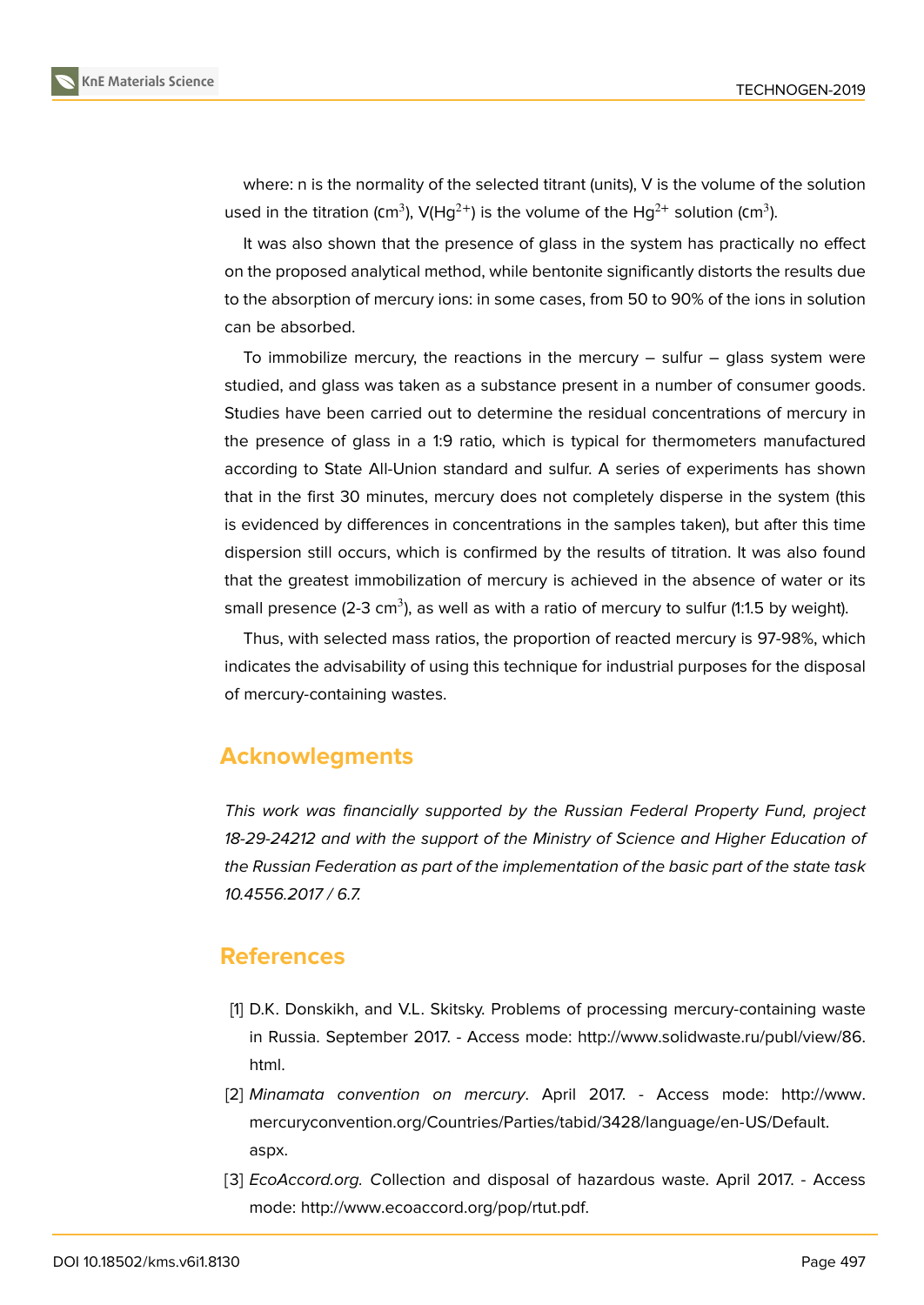where: n is the normality of the selected titrant (units), V is the volume of the solution used in the titration ($cm^3$), $V(Hg^{2+})$ is the volume of the $Hg^{2+}$ solution ($cm^3$).

It was also shown that the presence of glass in the system has practically no effect on the proposed analytical method, while bentonite significantly distorts the results due to the absorption of mercury ions: in some cases, from 50 to 90% of the ions in solution can be absorbed.

To immobilize mercury, the reactions in the mercury – sulfur – glass system were studied, and glass was taken as a substance present in a number of consumer goods. Studies have been carried out to determine the residual concentrations of mercury in the presence of glass in a 1:9 ratio, which is typical for thermometers manufactured according to State All-Union standard and sulfur. A series of experiments has shown that in the first 30 minutes, mercury does not completely disperse in the system (this is evidenced by differences in concentrations in the samples taken), but after this time dispersion still occurs, which is confirmed by the results of titration. It was also found that the greatest immobilization of mercury is achieved in the absence of water or its small presence (2-3 $cm^3$), as well as with a ratio of mercury to sulfur (1:1.5 by weight).

Thus, with selected mass ratios, the proportion of reacted mercury is 97-98%, which indicates the advisability of using this technique for industrial purposes for the disposal of mercury-containing wastes.

## Acknowlegments

*This work was financially supported by the Russian Federal Property Fund, project 18-29-24212 and with the support of the Ministry of Science and Higher Education of the Russian Federation as part of the implementation of the basic part of the state task 10.4556.2017 / 6.7.*

## References

[1] D.K. Donskikh, and V.L. Skitsky. Problems of processing mercury-containing waste in Russia. September 2017. - Access mode: http://www.solidwaste.ru/publ/view/86.html.

[2] *Minamata convention on mercury*. April 2017. - Access mode: http://www.mercuryconvention.org/Countries/Parties/tabid/3428/language/en-US/Default.aspx.

[3] *EcoAccord.org. C*ollection and disposal of hazardous waste. April 2017. - Access mode: http://www.ecoaccord.org/pop/rtut.pdf.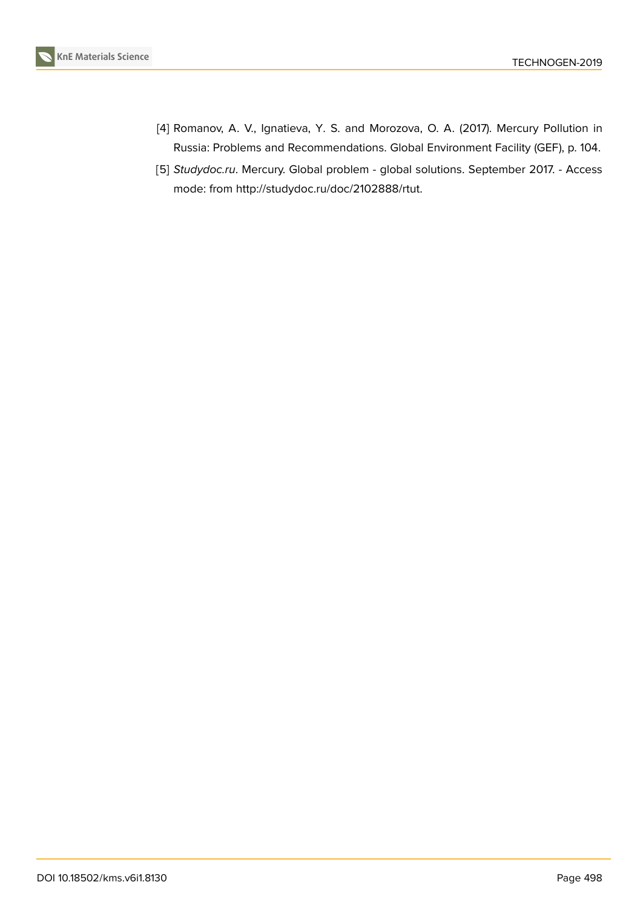[4] Romanov, A. V., Ignatieva, Y. S. and Morozova, O. A. (2017). Mercury Pollution in Russia: Problems and Recommendations. Global Environment Facility (GEF), p. 104.

[5] *Studydoc.ru*. Mercury. Global problem - global solutions. September 2017. - Access mode: from http://studydoc.ru/doc/2102888/rtut.